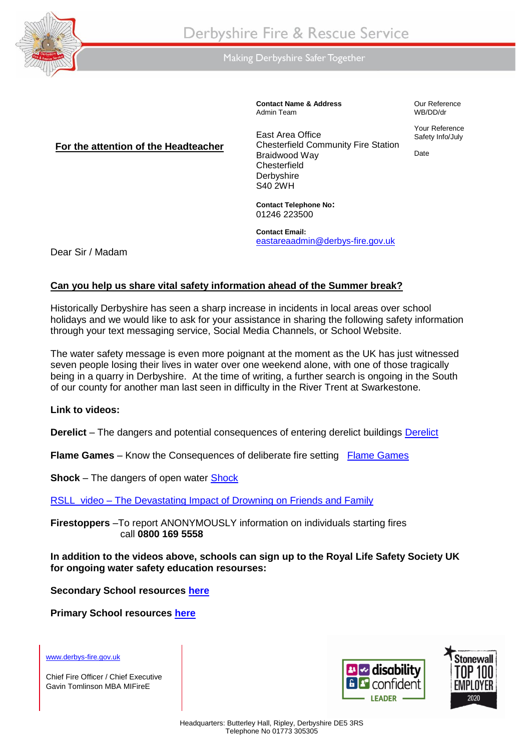# Derbyshire Fire & Rescue Service

Making Derbyshire Safer Together

**For the attention of the Headteacher**

**Contact Name & Address**
Admin Team

East Area Office
Chesterfield Community Fire Station
Braidwood Way
Chesterfield
Derbyshire
S40 2WH

**Contact Telephone No:**
01246 223500

**Contact Email:**
eastareaadmin@derbys-fire.gov.uk

Our Reference
WB/DD/dr

Your Reference
Safety Info/July

Date

Dear Sir / Madam

**Can you help us share vital safety information ahead of the Summer break?**

Historically Derbyshire has seen a sharp increase in incidents in local areas over school holidays and we would like to ask for your assistance in sharing the following safety information through your text messaging service, Social Media Channels, or School Website.

The water safety message is even more poignant at the moment as the UK has just witnessed seven people losing their lives in water over one weekend alone, with one of those tragically being in a quarry in Derbyshire. At the time of writing, a further search is ongoing in the South of our county for another man last seen in difficulty in the River Trent at Swarkestone.

**Link to videos:**

**Derelict** – The dangers and potential consequences of entering derelict buildings Derelict

**Flame Games** – Know the Consequences of deliberate fire setting Flame Games

**Shock** – The dangers of open water Shock

RSLL video – The Devastating Impact of Drowning on Friends and Family

**Firestoppers** –To report ANONYMOUSLY information on individuals starting fires call **0800 169 5558**

**In addition to the videos above, schools can sign up to the Royal Life Safety Society UK for ongoing water safety education resourses:**

**Secondary School resources here**

**Primary School resources here**

www.derbys-fire.gov.uk

Chief Fire Officer / Chief Executive
Gavin Tomlinson MBA MIFireE

disability confident LEADER

Stonewall TOP 100 EMPLOYER 2020

Headquarters: Butterley Hall, Ripley, Derbyshire DE5 3RS
Telephone No 01773 305305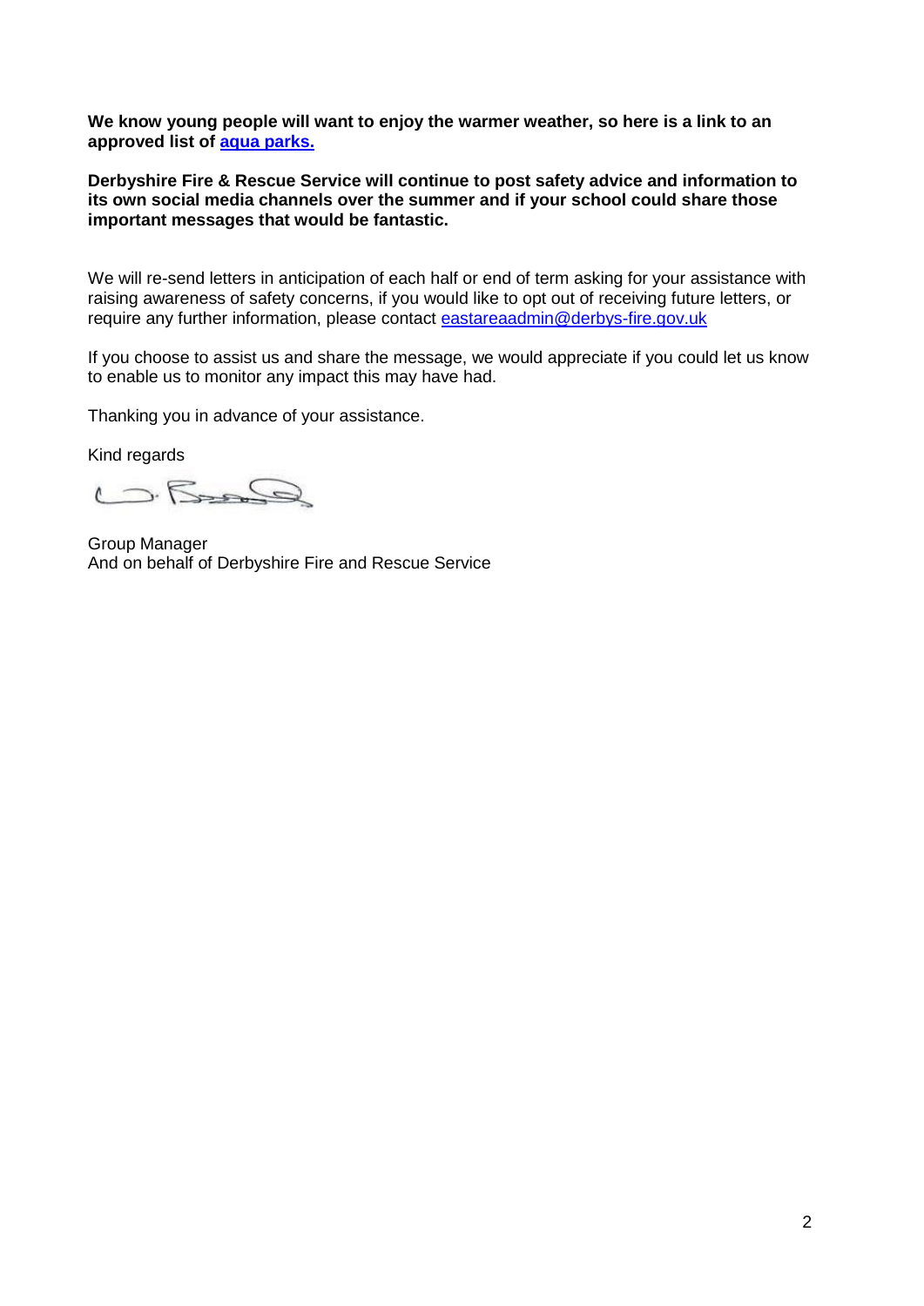**We know young people will want to enjoy the warmer weather, so here is a link to an approved list of aqua parks.**

**Derbyshire Fire & Rescue Service will continue to post safety advice and information to its own social media channels over the summer and if your school could share those important messages that would be fantastic.**

We will re-send letters in anticipation of each half or end of term asking for your assistance with raising awareness of safety concerns, if you would like to opt out of receiving future letters, or require any further information, please contact eastareaadmin@derbys-fire.gov.uk

If you choose to assist us and share the message, we would appreciate if you could let us know to enable us to monitor any impact this may have had.

Thanking you in advance of your assistance.

Kind regards

Group Manager
And on behalf of Derbyshire Fire and Rescue Service